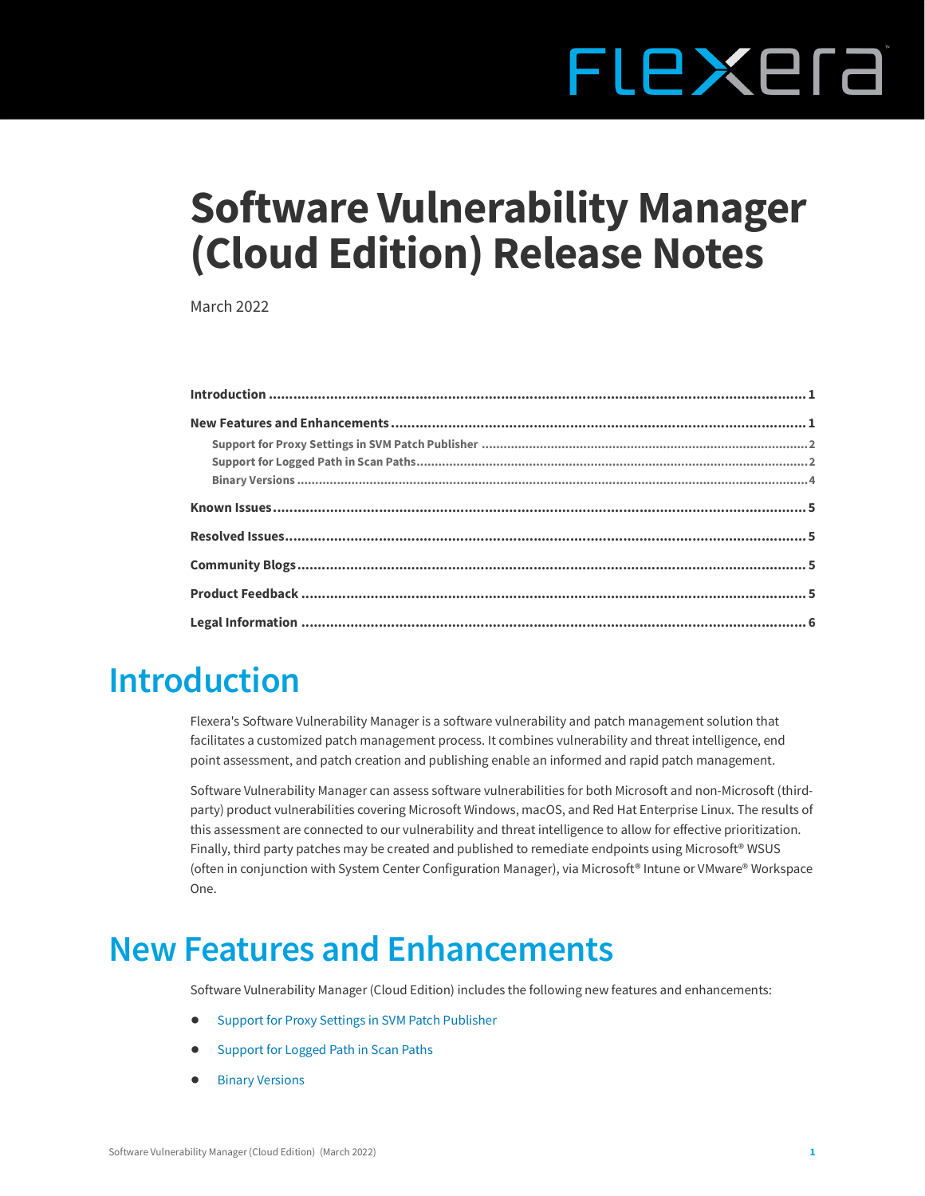# Software Vulnerability Manager (Cloud Edition) Release Notes

March 2022

- Introduction ........ 1
- New Features and Enhancements ........ 1
  - Support for Proxy Settings in SVM Patch Publisher ........ 2
  - Support for Logged Path in Scan Paths ........ 2
  - Binary Versions ........ 4
- Known Issues ........ 5
- Resolved Issues ........ 5
- Community Blogs ........ 5
- Product Feedback ........ 5
- Legal Information ........ 6

# Introduction

Flexera's Software Vulnerability Manager is a software vulnerability and patch management solution that facilitates a customized patch management process. It combines vulnerability and threat intelligence, end point assessment, and patch creation and publishing enable an informed and rapid patch management.

Software Vulnerability Manager can assess software vulnerabilities for both Microsoft and non-Microsoft (third-party) product vulnerabilities covering Microsoft Windows, macOS, and Red Hat Enterprise Linux. The results of this assessment are connected to our vulnerability and threat intelligence to allow for effective prioritization. Finally, third party patches may be created and published to remediate endpoints using Microsoft® WSUS (often in conjunction with System Center Configuration Manager), via Microsoft® Intune or VMware® Workspace One.

# New Features and Enhancements

Software Vulnerability Manager (Cloud Edition) includes the following new features and enhancements:

- Support for Proxy Settings in SVM Patch Publisher
- Support for Logged Path in Scan Paths
- Binary Versions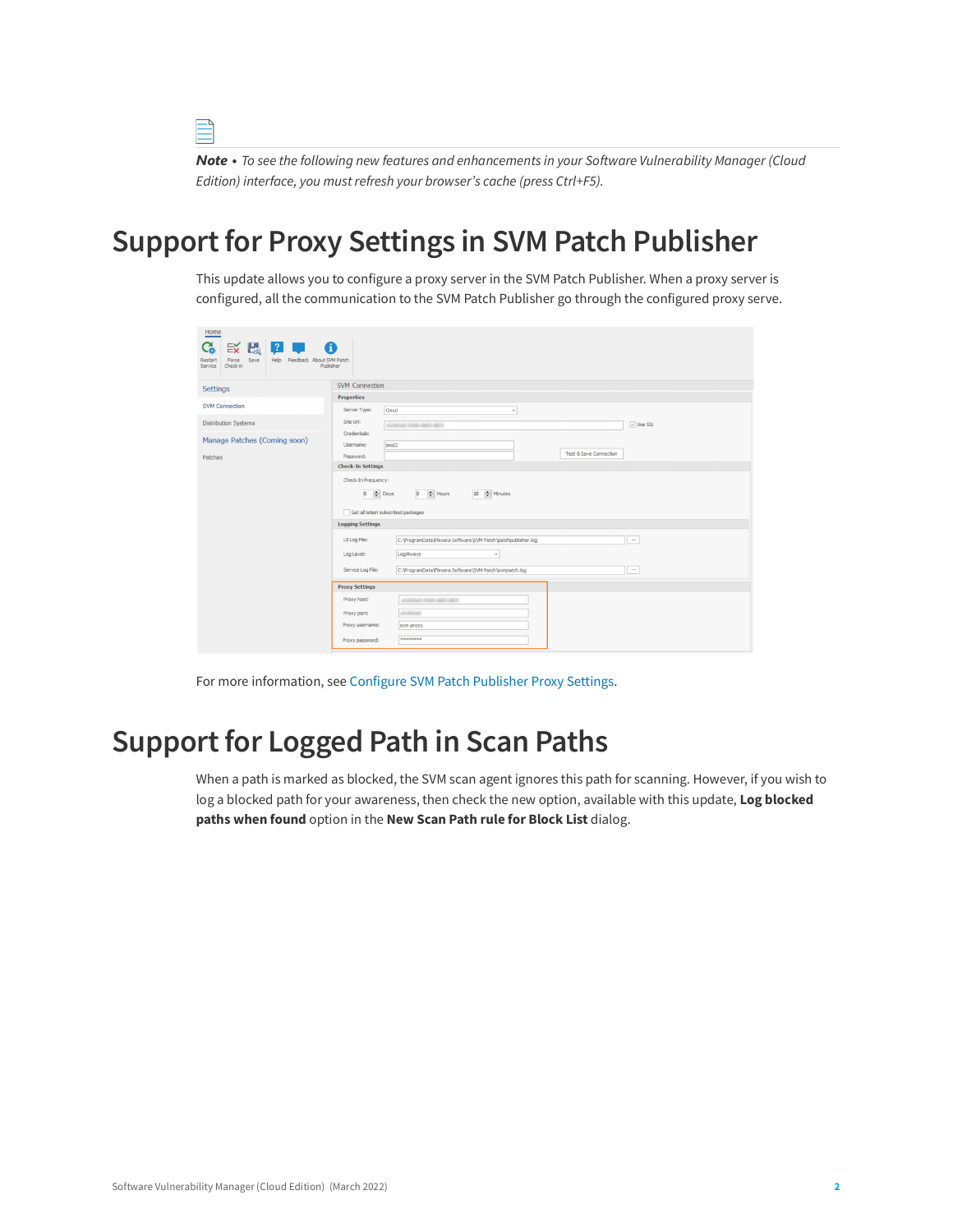*Note • To see the following new features and enhancements in your Software Vulnerability Manager (Cloud Edition) interface, you must refresh your browser's cache (press Ctrl+F5).*

# Support for Proxy Settings in SVM Patch Publisher

This update allows you to configure a proxy server in the SVM Patch Publisher. When a proxy server is configured, all the communication to the SVM Patch Publisher go through the configured proxy serve.

For more information, see Configure SVM Patch Publisher Proxy Settings.

# Support for Logged Path in Scan Paths

When a path is marked as blocked, the SVM scan agent ignores this path for scanning. However, if you wish to log a blocked path for your awareness, then check the new option, available with this update, **Log blocked paths when found** option in the **New Scan Path rule for Block List** dialog.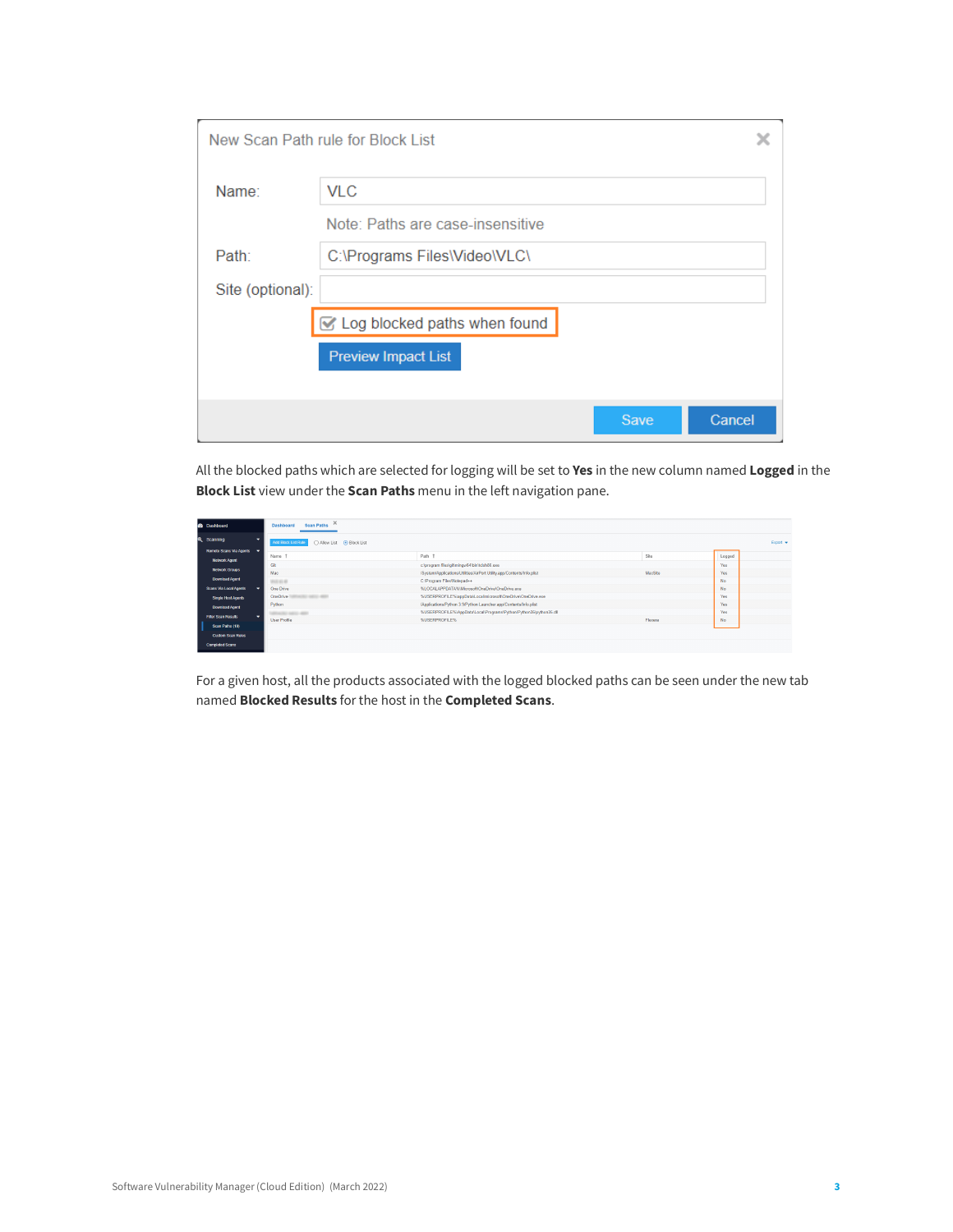All the blocked paths which are selected for logging will be set to **Yes** in the new column named **Logged** in the **Block List** view under the **Scan Paths** menu in the left navigation pane.

For a given host, all the products associated with the logged blocked paths can be seen under the new tab named **Blocked Results** for the host in the **Completed Scans**.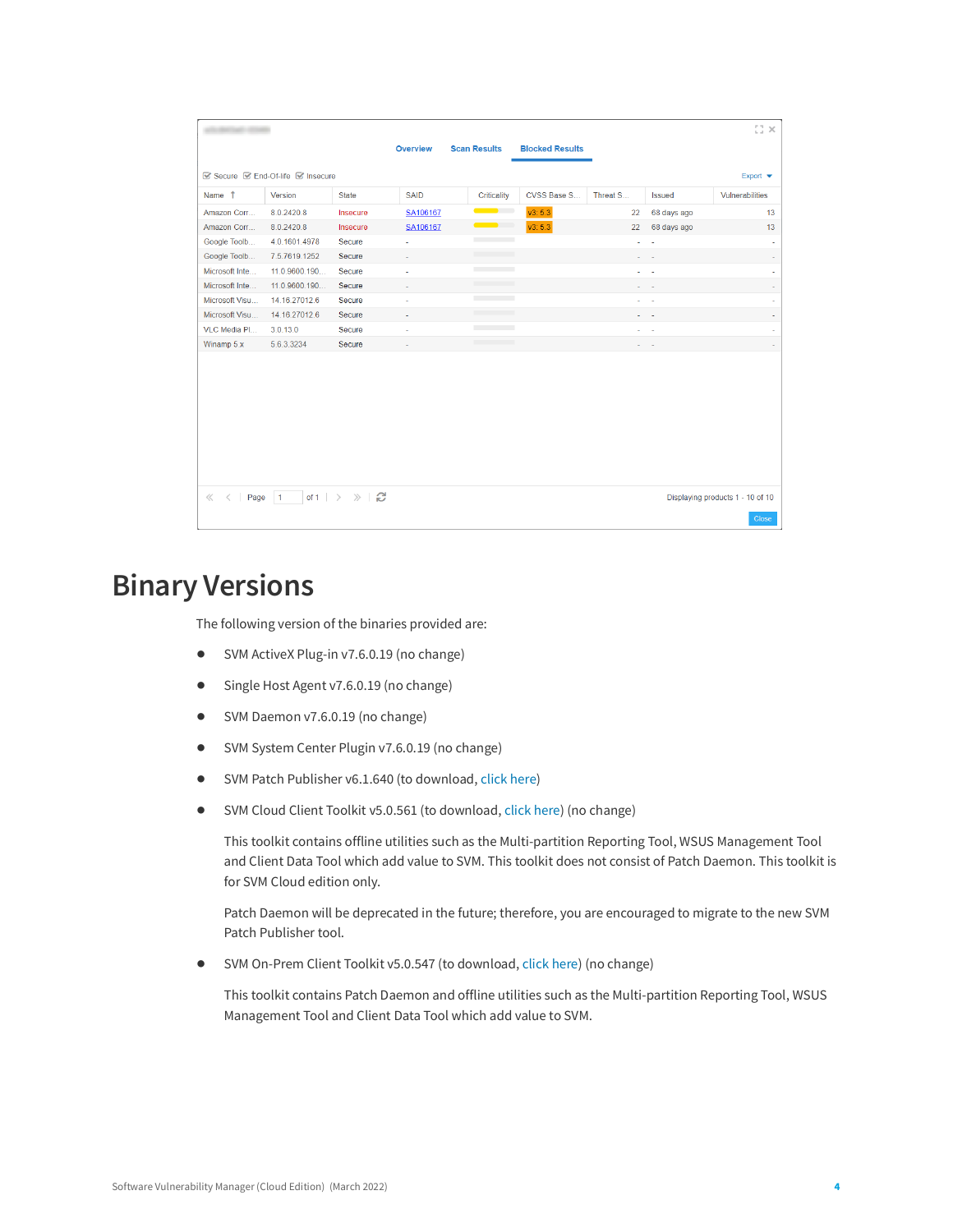Overview | Scan Results | Blocked Results

☑ Secure ☑ End-Of-life ☑ Insecure — Export

| Name | Version | State | SAID | Criticality | CVSS Base S... | Threat S... | Issued | Vulnerabilities |
|---|---|---|---|---|---|---|---|---|
| Amazon Corr... | 8.0.2420.8 | Insecure | SA106167 | | v3: 5.3 | 22 | 68 days ago | 13 |
| Amazon Corr... | 8.0.2420.8 | Insecure | SA106167 | | v3: 5.3 | 22 | 68 days ago | 13 |
| Google Toolb... | 4.0.1601.4978 | Secure | - | | | - | - | - |
| Google Toolb... | 7.5.7619.1252 | Secure | - | | | - | - | - |
| Microsoft Inte... | 11.0.9600.190... | Secure | - | | | - | - | - |
| Microsoft Inte... | 11.0.9600.190... | Secure | - | | | - | - | - |
| Microsoft Visu... | 14.16.27012.6 | Secure | - | | | - | - | - |
| Microsoft Visu... | 14.16.27012.6 | Secure | - | | | - | - | - |
| VLC Media Pl... | 3.0.13.0 | Secure | - | | | - | - | - |
| Winamp 5.x | 5.6.3.3234 | Secure | - | | | - | - | - |

Page 1 of 1 — Displaying products 1 - 10 of 10 — Close

# Binary Versions

The following version of the binaries provided are:

- SVM ActiveX Plug-in v7.6.0.19 (no change)
- Single Host Agent v7.6.0.19 (no change)
- SVM Daemon v7.6.0.19 (no change)
- SVM System Center Plugin v7.6.0.19 (no change)
- SVM Patch Publisher v6.1.640 (to download, click here)
- SVM Cloud Client Toolkit v5.0.561 (to download, click here) (no change)

  This toolkit contains offline utilities such as the Multi-partition Reporting Tool, WSUS Management Tool and Client Data Tool which add value to SVM. This toolkit does not consist of Patch Daemon. This toolkit is for SVM Cloud edition only.

  Patch Daemon will be deprecated in the future; therefore, you are encouraged to migrate to the new SVM Patch Publisher tool.

- SVM On-Prem Client Toolkit v5.0.547 (to download, click here) (no change)

  This toolkit contains Patch Daemon and offline utilities such as the Multi-partition Reporting Tool, WSUS Management Tool and Client Data Tool which add value to SVM.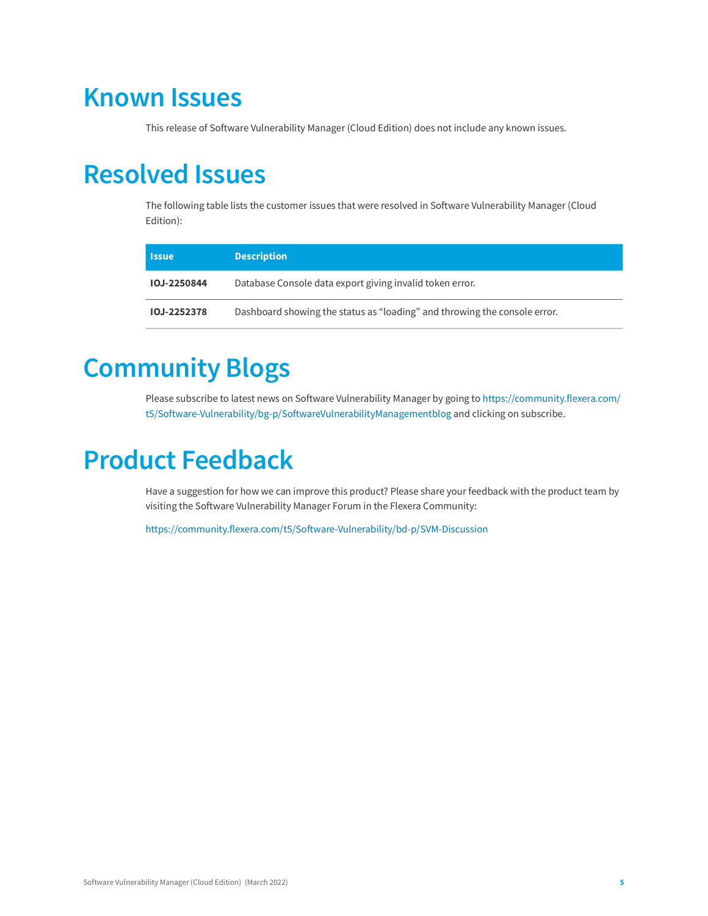# Known Issues

This release of Software Vulnerability Manager (Cloud Edition) does not include any known issues.

# Resolved Issues

The following table lists the customer issues that were resolved in Software Vulnerability Manager (Cloud Edition):

| Issue | Description |
| --- | --- |
| **IOJ-2250844** | Database Console data export giving invalid token error. |
| **IOJ-2252378** | Dashboard showing the status as “loading” and throwing the console error. |

# Community Blogs

Please subscribe to latest news on Software Vulnerability Manager by going to https://community.flexera.com/t5/Software-Vulnerability/bg-p/SoftwareVulnerabilityManagementblog and clicking on subscribe.

# Product Feedback

Have a suggestion for how we can improve this product? Please share your feedback with the product team by visiting the Software Vulnerability Manager Forum in the Flexera Community:

https://community.flexera.com/t5/Software-Vulnerability/bd-p/SVM-Discussion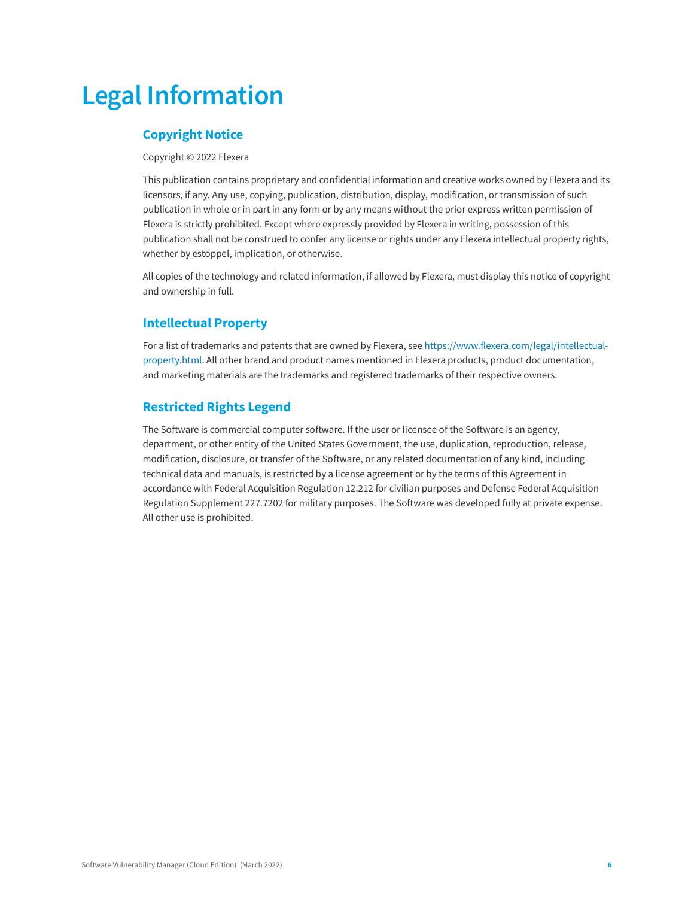# Legal Information

## Copyright Notice

Copyright © 2022 Flexera

This publication contains proprietary and confidential information and creative works owned by Flexera and its licensors, if any. Any use, copying, publication, distribution, display, modification, or transmission of such publication in whole or in part in any form or by any means without the prior express written permission of Flexera is strictly prohibited. Except where expressly provided by Flexera in writing, possession of this publication shall not be construed to confer any license or rights under any Flexera intellectual property rights, whether by estoppel, implication, or otherwise.

All copies of the technology and related information, if allowed by Flexera, must display this notice of copyright and ownership in full.

## Intellectual Property

For a list of trademarks and patents that are owned by Flexera, see https://www.flexera.com/legal/intellectual-property.html. All other brand and product names mentioned in Flexera products, product documentation, and marketing materials are the trademarks and registered trademarks of their respective owners.

## Restricted Rights Legend

The Software is commercial computer software. If the user or licensee of the Software is an agency, department, or other entity of the United States Government, the use, duplication, reproduction, release, modification, disclosure, or transfer of the Software, or any related documentation of any kind, including technical data and manuals, is restricted by a license agreement or by the terms of this Agreement in accordance with Federal Acquisition Regulation 12.212 for civilian purposes and Defense Federal Acquisition Regulation Supplement 227.7202 for military purposes. The Software was developed fully at private expense. All other use is prohibited.